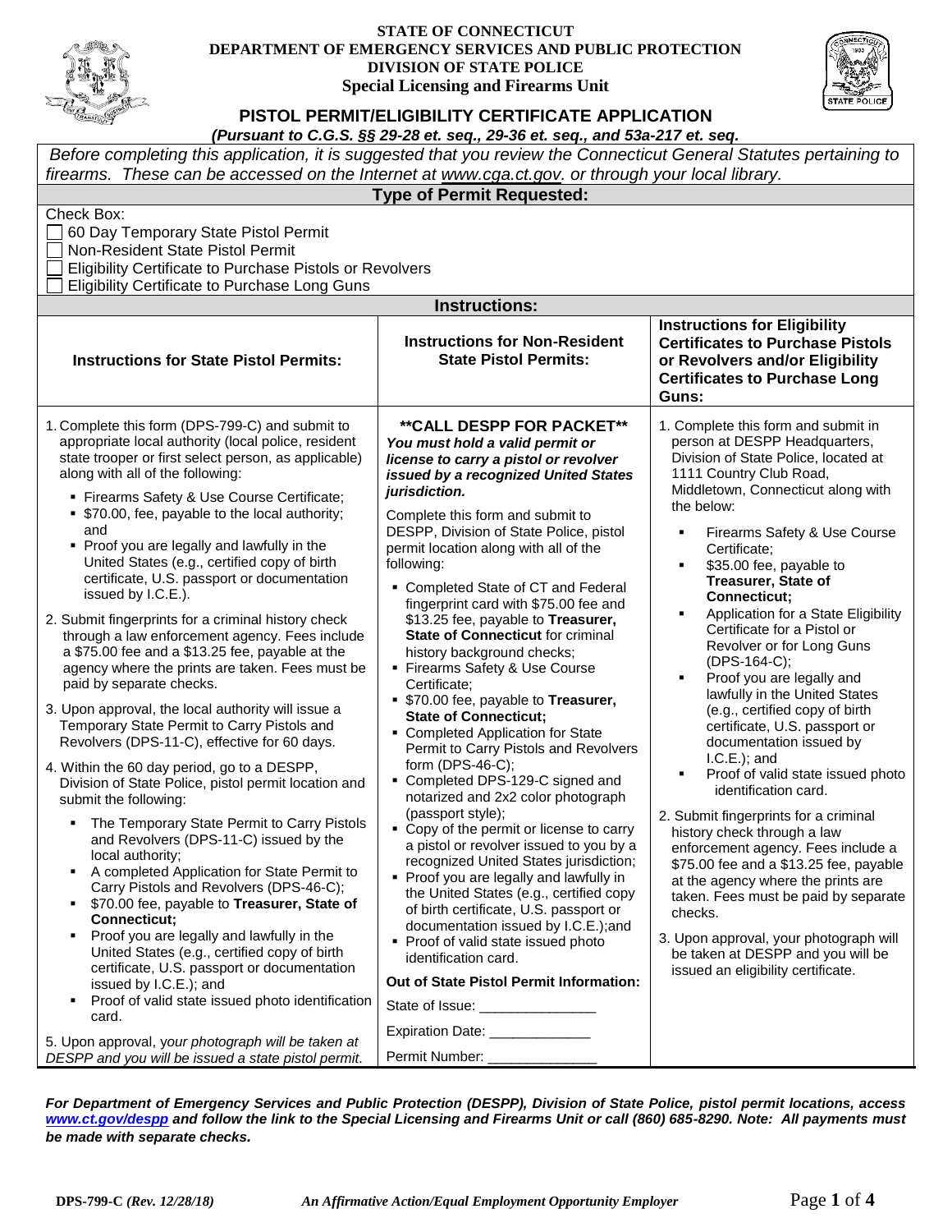**STATE OF CONNECTICUT**
**DEPARTMENT OF EMERGENCY SERVICES AND PUBLIC PROTECTION**
**DIVISION OF STATE POLICE**
**Special Licensing and Firearms Unit**

# PISTOL PERMIT/ELIGIBILITY CERTIFICATE APPLICATION

***(Pursuant to C.G.S. §§ 29-28 et. seq., 29-36 et. seq., and 53a-217 et. seq.***

*Before completing this application, it is suggested that you review the Connecticut General Statutes pertaining to firearms. These can be accessed on the Internet at www.cga.ct.gov. or through your local library.*

## Type of Permit Requested:

Check Box:

- ☐ 60 Day Temporary State Pistol Permit
- ☐ Non-Resident State Pistol Permit
- ☐ Eligibility Certificate to Purchase Pistols or Revolvers
- ☐ Eligibility Certificate to Purchase Long Guns

## Instructions:

### Instructions for State Pistol Permits:

1. Complete this form (DPS-799-C) and submit to appropriate local authority (local police, resident state trooper or first select person, as applicable) along with all of the following:
   - Firearms Safety & Use Course Certificate;
   - \$70.00, fee, payable to the local authority; and
   - Proof you are legally and lawfully in the United States (e.g., certified copy of birth certificate, U.S. passport or documentation issued by I.C.E.).
2. Submit fingerprints for a criminal history check through a law enforcement agency. Fees include a \$75.00 fee and a \$13.25 fee, payable at the agency where the prints are taken. Fees must be paid by separate checks.
3. Upon approval, the local authority will issue a Temporary State Permit to Carry Pistols and Revolvers (DPS-11-C), effective for 60 days.
4. Within the 60 day period, go to a DESPP, Division of State Police, pistol permit location and submit the following:
   - The Temporary State Permit to Carry Pistols and Revolvers (DPS-11-C) issued by the local authority;
   - A completed Application for State Permit to Carry Pistols and Revolvers (DPS-46-C);
   - \$70.00 fee, payable to **Treasurer, State of Connecticut;**
   - Proof you are legally and lawfully in the United States (e.g., certified copy of birth certificate, U.S. passport or documentation issued by I.C.E.); and
   - Proof of valid state issued photo identification card.
5. Upon approval, y*our photograph will be taken at DESPP and you will be issued a state pistol permit.*

### Instructions for Non-Resident State Pistol Permits:

****CALL DESPP FOR PACKET****

***You must hold a valid permit or license to carry a pistol or revolver issued by a recognized United States jurisdiction.***

Complete this form and submit to DESPP, Division of State Police, pistol permit location along with all of the following:

- Completed State of CT and Federal fingerprint card with \$75.00 fee and \$13.25 fee, payable to **Treasurer, State of Connecticut** for criminal history background checks;
- Firearms Safety & Use Course Certificate;
- \$70.00 fee, payable to **Treasurer, State of Connecticut;**
- Completed Application for State Permit to Carry Pistols and Revolvers form (DPS-46-C);
- Completed DPS-129-C signed and notarized and 2x2 color photograph (passport style);
- Copy of the permit or license to carry a pistol or revolver issued to you by a recognized United States jurisdiction;
- Proof you are legally and lawfully in the United States (e.g., certified copy of birth certificate, U.S. passport or documentation issued by I.C.E.);and
- Proof of valid state issued photo identification card.

**Out of State Pistol Permit Information:**

State of Issue: _______________

Expiration Date: _____________

Permit Number: ______________

### Instructions for Eligibility Certificates to Purchase Pistols or Revolvers and/or Eligibility Certificates to Purchase Long Guns:

1. Complete this form and submit in person at DESPP Headquarters, Division of State Police, located at 1111 Country Club Road, Middletown, Connecticut along with the below:
   - Firearms Safety & Use Course Certificate;
   - \$35.00 fee, payable to **Treasurer, State of Connecticut;**
   - Application for a State Eligibility Certificate for a Pistol or Revolver or for Long Guns (DPS-164-C);
   - Proof you are legally and lawfully in the United States (e.g., certified copy of birth certificate, U.S. passport or documentation issued by I.C.E.); and
   - Proof of valid state issued photo identification card.
2. Submit fingerprints for a criminal history check through a law enforcement agency. Fees include a \$75.00 fee and a \$13.25 fee, payable at the agency where the prints are taken. Fees must be paid by separate checks.
3. Upon approval, your photograph will be taken at DESPP and you will be issued an eligibility certificate.

***For Department of Emergency Services and Public Protection (DESPP), Division of State Police, pistol permit locations, access www.ct.gov/despp and follow the link to the Special Licensing and Firearms Unit or call (860) 685-8290. Note: All payments must be made with separate checks.***

**DPS-799-C** ***(Rev. 12/28/18)*** *An Affirmative Action/Equal Employment Opportunity Employer*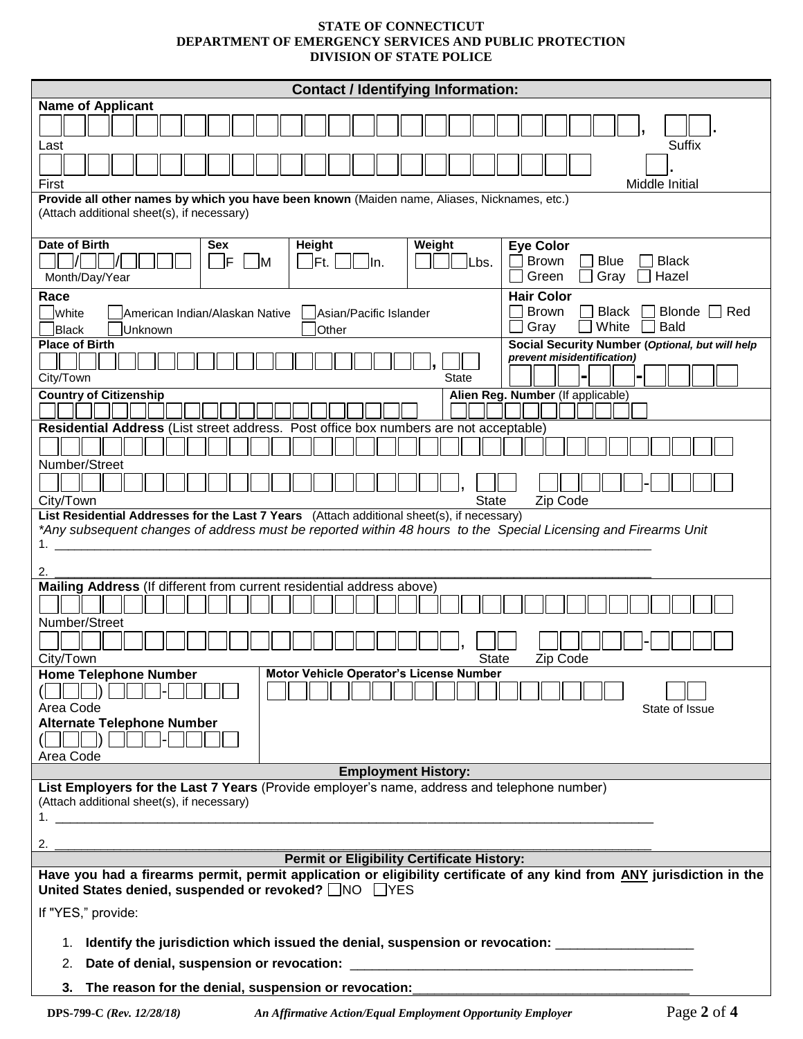**STATE OF CONNECTICUT**
**DEPARTMENT OF EMERGENCY SERVICES AND PUBLIC PROTECTION**
**DIVISION OF STATE POLICE**

## Contact / Identifying Information:

**Name of Applicant**

Last ______________________________ , Suffix ____ .

First ______________________________ Middle Initial ____ .

**Provide all other names by which you have been known** (Maiden name, Aliases, Nicknames, etc.)
(Attach additional sheet(s), if necessary)

| **Date of Birth** | **Sex** | **Height** | **Weight** | **Eye Color** |
|---|---|---|---|---|
| __ __/__ __/__ __ __ __ Month/Day/Year | ☐ F ☐ M | ☐ Ft. ☐☐ In. | ☐☐☐ Lbs. | ☐ Brown ☐ Blue ☐ Black ☐ Green ☐ Gray ☐ Hazel |

**Race**
☐ White ☐ American Indian/Alaskan Native ☐ Asian/Pacific Islander
☐ Black ☐ Unknown ☐ Other

**Hair Color**
☐ Brown ☐ Black ☐ Blonde ☐ Red
☐ Gray ☐ White ☐ Bald

**Place of Birth**
City/Town ______________________________ , State ____

**Social Security Number** (*Optional, but will help prevent misidentification*)
___ ___ ___ - ___ ___ - ___ ___ ___ ___

**Country of Citizenship** ______________________________

**Alien Reg. Number** (If applicable) ______________________________

**Residential Address** (List street address. Post office box numbers are not acceptable)

Number/Street ______________________________

City/Town ______________________________ , State ____ Zip Code _____-____

**List Residential Addresses for the Last 7 Years** (Attach additional sheet(s), if necessary)

*\*Any subsequent changes of address must be reported within 48 hours to the Special Licensing and Firearms Unit*

1. ______________________________

2. ______________________________

**Mailing Address** (If different from current residential address above)

Number/Street ______________________________

City/Town ______________________________ , State ____ Zip Code _____-____

**Home Telephone Number**
( ___ ) ___ - ____
Area Code

**Alternate Telephone Number**
( ___ ) ___ - ____
Area Code

**Motor Vehicle Operator's License Number** ______________________________ State of Issue ____

## Employment History:

**List Employers for the Last 7 Years** (Provide employer's name, address and telephone number)
(Attach additional sheet(s), if necessary)

1. ______________________________

2. ______________________________

## Permit or Eligibility Certificate History:

**Have you had a firearms permit, permit application or eligibility certificate of any kind from ANY jurisdiction in the United States denied, suspended or revoked?** ☐ NO ☐ YES

If "YES," provide:

1. **Identify the jurisdiction which issued the denial, suspension or revocation:** ______________________________
2. **Date of denial, suspension or revocation:** ______________________________
3. **The reason for the denial, suspension or revocation:** ______________________________

**DPS-799-C** *(Rev. 12/28/18)* *An Affirmative Action/Equal Employment Opportunity Employer*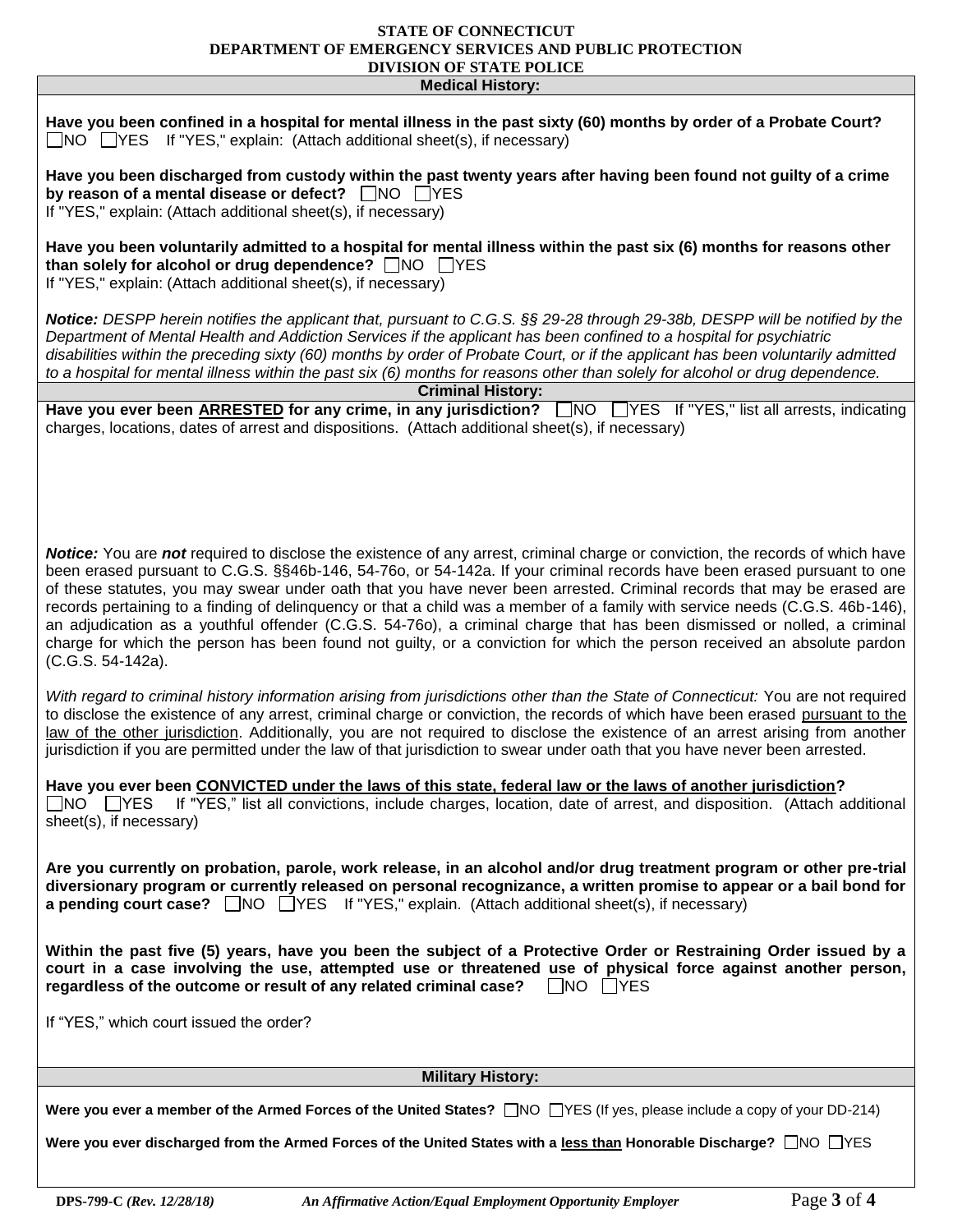**STATE OF CONNECTICUT**
**DEPARTMENT OF EMERGENCY SERVICES AND PUBLIC PROTECTION**
**DIVISION OF STATE POLICE**

## Medical History:

**Have you been confined in a hospital for mental illness in the past sixty (60) months by order of a Probate Court?**
☐NO ☐YES If "YES," explain: (Attach additional sheet(s), if necessary)

**Have you been discharged from custody within the past twenty years after having been found not guilty of a crime by reason of a mental disease or defect?** ☐NO ☐YES
If "YES," explain: (Attach additional sheet(s), if necessary)

**Have you been voluntarily admitted to a hospital for mental illness within the past six (6) months for reasons other than solely for alcohol or drug dependence?** ☐NO ☐YES
If "YES," explain: (Attach additional sheet(s), if necessary)

***Notice:*** *DESPP herein notifies the applicant that, pursuant to C.G.S. §§ 29-28 through 29-38b, DESPP will be notified by the Department of Mental Health and Addiction Services if the applicant has been confined to a hospital for psychiatric disabilities within the preceding sixty (60) months by order of Probate Court, or if the applicant has been voluntarily admitted to a hospital for mental illness within the past six (6) months for reasons other than solely for alcohol or drug dependence.*

## Criminal History:

**Have you ever been <u>ARRESTED</u> for any crime, in any jurisdiction?** ☐NO ☐YES If "YES," list all arrests, indicating charges, locations, dates of arrest and dispositions. (Attach additional sheet(s), if necessary)

***Notice:*** You are ***not*** required to disclose the existence of any arrest, criminal charge or conviction, the records of which have been erased pursuant to C.G.S. §§46b-146, 54-76o, or 54-142a. If your criminal records have been erased pursuant to one of these statutes, you may swear under oath that you have never been arrested. Criminal records that may be erased are records pertaining to a finding of delinquency or that a child was a member of a family with service needs (C.G.S. 46b-146), an adjudication as a youthful offender (C.G.S. 54-76o), a criminal charge that has been dismissed or nolled, a criminal charge for which the person has been found not guilty, or a conviction for which the person received an absolute pardon (C.G.S. 54-142a).

*With regard to criminal history information arising from jurisdictions other than the State of Connecticut:* You are not required to disclose the existence of any arrest, criminal charge or conviction, the records of which have been erased <u>pursuant to the law of the other jurisdiction</u>. Additionally, you are not required to disclose the existence of an arrest arising from another jurisdiction if you are permitted under the law of that jurisdiction to swear under oath that you have never been arrested.

**Have you ever been <u>CONVICTED under the laws of this state, federal law or the laws of another jurisdiction</u>?**
☐NO ☐YES If "YES," list all convictions, include charges, location, date of arrest, and disposition. (Attach additional sheet(s), if necessary)

**Are you currently on probation, parole, work release, in an alcohol and/or drug treatment program or other pre-trial diversionary program or currently released on personal recognizance, a written promise to appear or a bail bond for a pending court case?** ☐NO ☐YES If "YES," explain. (Attach additional sheet(s), if necessary)

**Within the past five (5) years, have you been the subject of a Protective Order or Restraining Order issued by a court in a case involving the use, attempted use or threatened use of physical force against another person, regardless of the outcome or result of any related criminal case?** ☐NO ☐YES

If "YES," which court issued the order?

## Military History:

**Were you ever a member of the Armed Forces of the United States?** ☐NO ☐YES (If yes, please include a copy of your DD-214)

**Were you ever discharged from the Armed Forces of the United States with a <u>less than</u> Honorable Discharge?** ☐NO ☐YES

**DPS-799-C** ***(Rev. 12/28/18)*** ***An Affirmative Action/Equal Employment Opportunity Employer***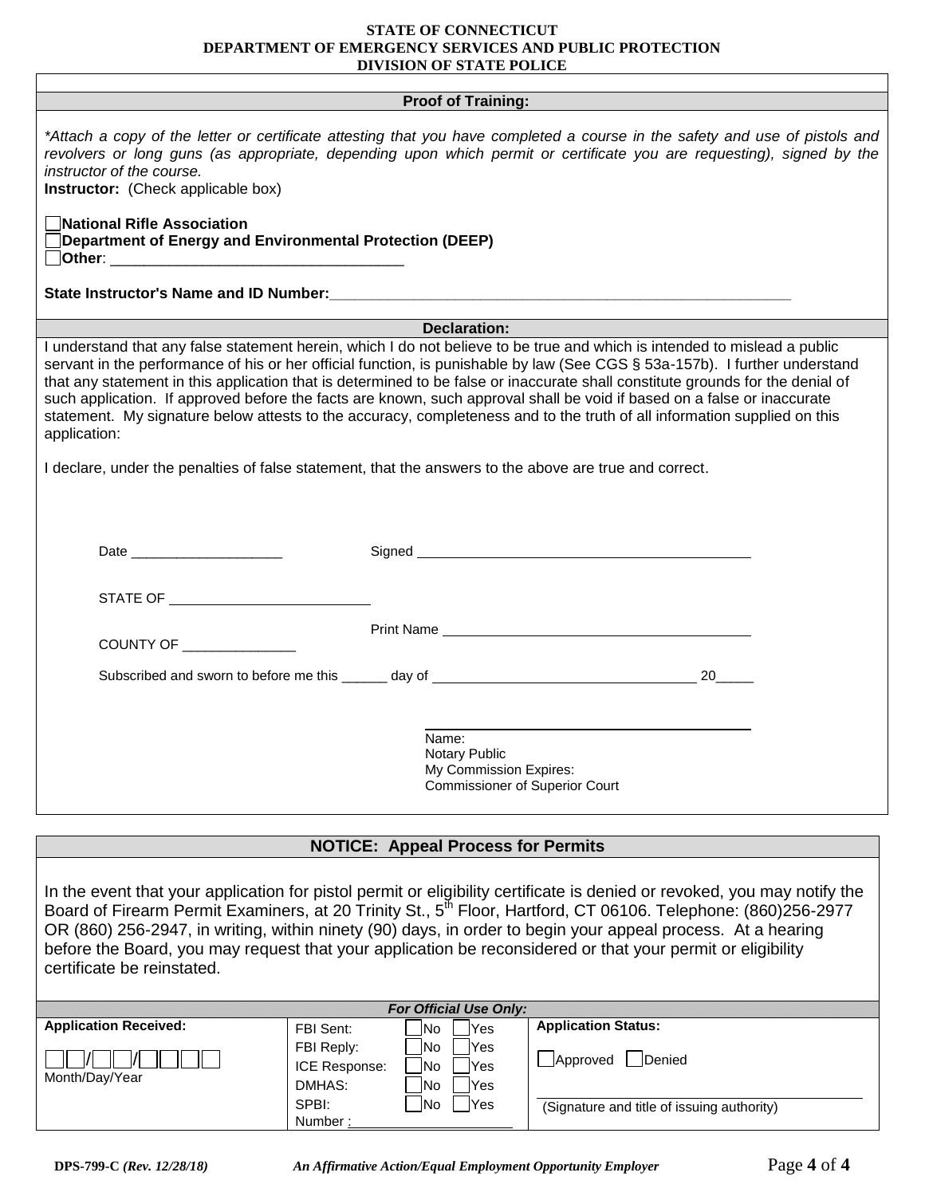STATE OF CONNECTICUT
DEPARTMENT OF EMERGENCY SERVICES AND PUBLIC PROTECTION
DIVISION OF STATE POLICE

## Proof of Training:

*\*Attach a copy of the letter or certificate attesting that you have completed a course in the safety and use of pistols and revolvers or long guns (as appropriate, depending upon which permit or certificate you are requesting), signed by the instructor of the course.*

**Instructor:** (Check applicable box)

☐ **National Rifle Association**
☐ **Department of Energy and Environmental Protection (DEEP)**
☐ **Other**: ___________________________________

**State Instructor's Name and ID Number:**_______________________________________________________

## Declaration:

I understand that any false statement herein, which I do not believe to be true and which is intended to mislead a public servant in the performance of his or her official function, is punishable by law (See CGS § 53a-157b). I further understand that any statement in this application that is determined to be false or inaccurate shall constitute grounds for the denial of such application. If approved before the facts are known, such approval shall be void if based on a false or inaccurate statement. My signature below attests to the accuracy, completeness and to the truth of all information supplied on this application:

I declare, under the penalties of false statement, that the answers to the above are true and correct.

Date ____________________ Signed ___________________________________________

STATE OF ___________________________

COUNTY OF _______________ Print Name ________________________________________

Subscribed and sworn to before me this ______ day of __________________________________ 20_____

___________________________________________
Name:
Notary Public
My Commission Expires:
Commissioner of Superior Court

## NOTICE: Appeal Process for Permits

In the event that your application for pistol permit or eligibility certificate is denied or revoked, you may notify the Board of Firearm Permit Examiners, at 20 Trinity St., 5th Floor, Hartford, CT 06106. Telephone: (860)256-2977 OR (860) 256-2947, in writing, within ninety (90) days, in order to begin your appeal process. At a hearing before the Board, you may request that your application be reconsidered or that your permit or eligibility certificate be reinstated.

| *For Official Use Only:* | | |
|---|---|---|
| **Application Received:**<br>☐☐/☐☐/☐☐☐☐<br>Month/Day/Year | FBI Sent: ☐No ☐Yes<br>FBI Reply: ☐No ☐Yes<br>ICE Response: ☐No ☐Yes<br>DMHAS: ☐No ☐Yes<br>SPBI: ☐No ☐Yes<br>Number :____________________ | **Application Status:**<br>☐Approved ☐Denied<br>___________________________________<br>(Signature and title of issuing authority) |

DPS-799-C *(Rev. 12/28/18)* *An Affirmative Action/Equal Employment Opportunity Employer*